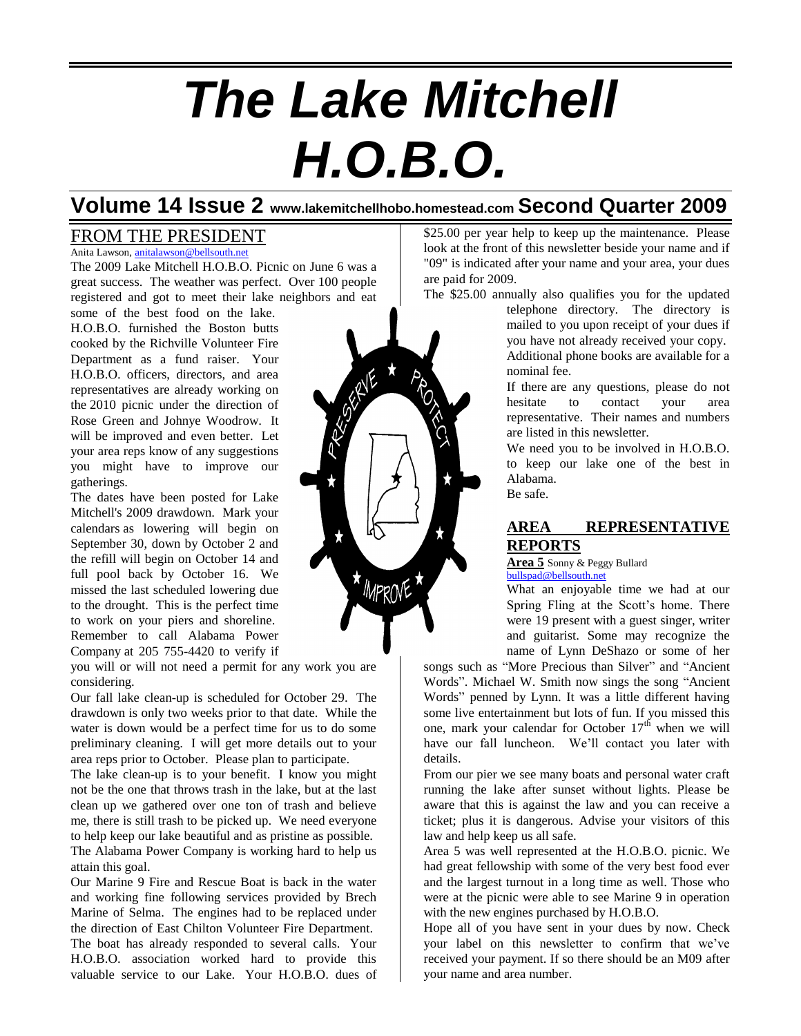# The Lake Mitchell H.O.B.O.

## Volume 14 Issue 2 www.lakemitchellhobo.homestead.com Second Quarter 2009

## FROM THE PRESIDENT

Anita Lawson, anitalawson@bellsouth.net

The 2009 Lake Mitchell H.O.B.O. Picnic on June 6 was a great success. The weather was perfect. Over 100 people registered and got to meet their lake neighbors and eat some of the best food on the lake. H.O.B.O. furnished the Boston butts cooked by the Richville Volunteer Fire Department as a fund raiser. Your H.O.B.O. officers, directors, and area representatives are already working on the 2010 picnic under the direction of Rose Green and Johnye Woodrow. It will be improved and even better. Let your area reps know of any suggestions you might have to improve our gatherings.

The dates have been posted for Lake Mitchell's 2009 drawdown. Mark your calendars as lowering will begin on September 30, down by October 2 and the refill will begin on October 14 and full pool back by October 16. We missed the last scheduled lowering due to the drought. This is the perfect time to work on your piers and shoreline. Remember to call Alabama Power Company at 205 755-4420 to verify if you will or will not need a permit for any work you are considering.

Our fall lake clean-up is scheduled for October 29. The drawdown is only two weeks prior to that date. While the water is down would be a perfect time for us to do some preliminary cleaning. I will get more details out to your area reps prior to October. Please plan to participate.

The lake clean-up is to your benefit. I know you might not be the one that throws trash in the lake, but at the last clean up we gathered over one ton of trash and believe me, there is still trash to be picked up. We need everyone to help keep our lake beautiful and as pristine as possible. The Alabama Power Company is working hard to help us attain this goal.

Our Marine 9 Fire and Rescue Boat is back in the water and working fine following services provided by Brech Marine of Selma. The engines had to be replaced under the direction of East Chilton Volunteer Fire Department. The boat has already responded to several calls. Your H.O.B.O. association worked hard to provide this valuable service to our Lake. Your H.O.B.O. dues of $25.00 per year help to keep up the maintenance. Please look at the front of this newsletter beside your name and if "09" is indicated after your name and your area, your dues are paid for 2009.

The $25.00 annually also qualifies you for the updated telephone directory. The directory is mailed to you upon receipt of your dues if you have not already received your copy. Additional phone books are available for a nominal fee.

If there are any questions, please do not hesitate to contact your area representative. Their names and numbers are listed in this newsletter.

We need you to be involved in H.O.B.O. to keep our lake one of the best in Alabama.

Be safe.

## AREA REPRESENTATIVE REPORTS

**Area 5** Sonny & Peggy Bullard
bullspad@bellsouth.net

What an enjoyable time we had at our Spring Fling at the Scott's home. There were 19 present with a guest singer, writer and guitarist. Some may recognize the name of Lynn DeShazo or some of her songs such as "More Precious than Silver" and "Ancient Words". Michael W. Smith now sings the song "Ancient Words" penned by Lynn. It was a little different having some live entertainment but lots of fun. If you missed this one, mark your calendar for October 17th when we will have our fall luncheon. We'll contact you later with details.

From our pier we see many boats and personal water craft running the lake after sunset without lights. Please be aware that this is against the law and you can receive a ticket; plus it is dangerous. Advise your visitors of this law and help keep us all safe.

Area 5 was well represented at the H.O.B.O. picnic. We had great fellowship with some of the very best food ever and the largest turnout in a long time as well. Those who were at the picnic were able to see Marine 9 in operation with the new engines purchased by H.O.B.O.

Hope all of you have sent in your dues by now. Check your label on this newsletter to confirm that we've received your payment. If so there should be an M09 after your name and area number.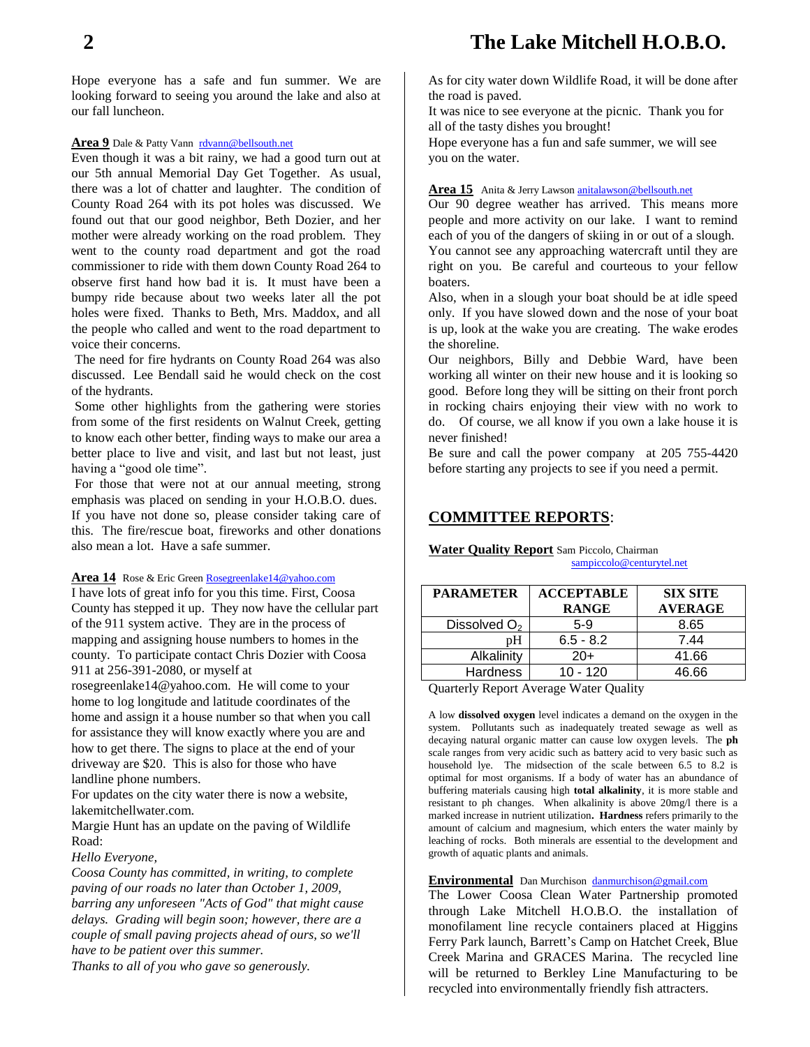Hope everyone has a safe and fun summer. We are looking forward to seeing you around the lake and also at our fall luncheon.

**Area 9** Dale & Patty Vann rdvann@bellsouth.net

Even though it was a bit rainy, we had a good turn out at our 5th annual Memorial Day Get Together. As usual, there was a lot of chatter and laughter. The condition of County Road 264 with its pot holes was discussed. We found out that our good neighbor, Beth Dozier, and her mother were already working on the road problem. They went to the county road department and got the road commissioner to ride with them down County Road 264 to observe first hand how bad it is. It must have been a bumpy ride because about two weeks later all the pot holes were fixed. Thanks to Beth, Mrs. Maddox, and all the people who called and went to the road department to voice their concerns.

The need for fire hydrants on County Road 264 was also discussed. Lee Bendall said he would check on the cost of the hydrants.

Some other highlights from the gathering were stories from some of the first residents on Walnut Creek, getting to know each other better, finding ways to make our area a better place to live and visit, and last but not least, just having a "good ole time".

For those that were not at our annual meeting, strong emphasis was placed on sending in your H.O.B.O. dues. If you have not done so, please consider taking care of this. The fire/rescue boat, fireworks and other donations also mean a lot. Have a safe summer.

**Area 14** Rose & Eric Green Rosegreenlake14@yahoo.com

I have lots of great info for you this time. First, Coosa County has stepped it up. They now have the cellular part of the 911 system active. They are in the process of mapping and assigning house numbers to homes in the county. To participate contact Chris Dozier with Coosa 911 at 256-391-2080, or myself at rosegreenlake14@yahoo.com. He will come to your home to log longitude and latitude coordinates of the home and assign it a house number so that when you call for assistance they will know exactly where you are and how to get there. The signs to place at the end of your driveway are $20. This is also for those who have landline phone numbers.

For updates on the city water there is now a website, lakemitchellwater.com.

Margie Hunt has an update on the paving of Wildlife Road:

*Hello Everyone,*

*Coosa County has committed, in writing, to complete paving of our roads no later than October 1, 2009, barring any unforeseen "Acts of God" that might cause delays. Grading will begin soon; however, there are a couple of small paving projects ahead of ours, so we'll have to be patient over this summer.*

*Thanks to all of you who gave so generously.*

As for city water down Wildlife Road, it will be done after the road is paved.

It was nice to see everyone at the picnic. Thank you for all of the tasty dishes you brought!

Hope everyone has a fun and safe summer, we will see you on the water.

**Area 15** Anita & Jerry Lawson anitalawson@bellsouth.net

Our 90 degree weather has arrived. This means more people and more activity on our lake. I want to remind each of you of the dangers of skiing in or out of a slough. You cannot see any approaching watercraft until they are right on you. Be careful and courteous to your fellow boaters.

Also, when in a slough your boat should be at idle speed only. If you have slowed down and the nose of your boat is up, look at the wake you are creating. The wake erodes the shoreline.

Our neighbors, Billy and Debbie Ward, have been working all winter on their new house and it is looking so good. Before long they will be sitting on their front porch in rocking chairs enjoying their view with no work to do. Of course, we all know if you own a lake house it is never finished!

Be sure and call the power company at 205 755-4420 before starting any projects to see if you need a permit.

## COMMITTEE REPORTS:

**Water Quality Report** Sam Piccolo, Chairman sampiccolo@centurytel.net

| PARAMETER | ACCEPTABLE RANGE | SIX SITE AVERAGE |
|---|---|---|
| Dissolved $O_2$ | 5-9 | 8.65 |
| pH | 6.5 - 8.2 | 7.44 |
| Alkalinity | 20+ | 41.66 |
| Hardness | 10 - 120 | 46.66 |

Quarterly Report Average Water Quality

A low **dissolved oxygen** level indicates a demand on the oxygen in the system. Pollutants such as inadequately treated sewage as well as decaying natural organic matter can cause low oxygen levels. The **ph** scale ranges from very acidic such as battery acid to very basic such as household lye. The midsection of the scale between 6.5 to 8.2 is optimal for most organisms. If a body of water has an abundance of buffering materials causing high **total alkalinity**, it is more stable and resistant to ph changes. When alkalinity is above 20mg/l there is a marked increase in nutrient utilization**. Hardness** refers primarily to the amount of calcium and magnesium, which enters the water mainly by leaching of rocks. Both minerals are essential to the development and growth of aquatic plants and animals.

**Environmental** Dan Murchison danmurchison@gmail.com

The Lower Coosa Clean Water Partnership promoted through Lake Mitchell H.O.B.O. the installation of monofilament line recycle containers placed at Higgins Ferry Park launch, Barrett's Camp on Hatchet Creek, Blue Creek Marina and GRACES Marina. The recycled line will be returned to Berkley Line Manufacturing to be recycled into environmentally friendly fish attracters.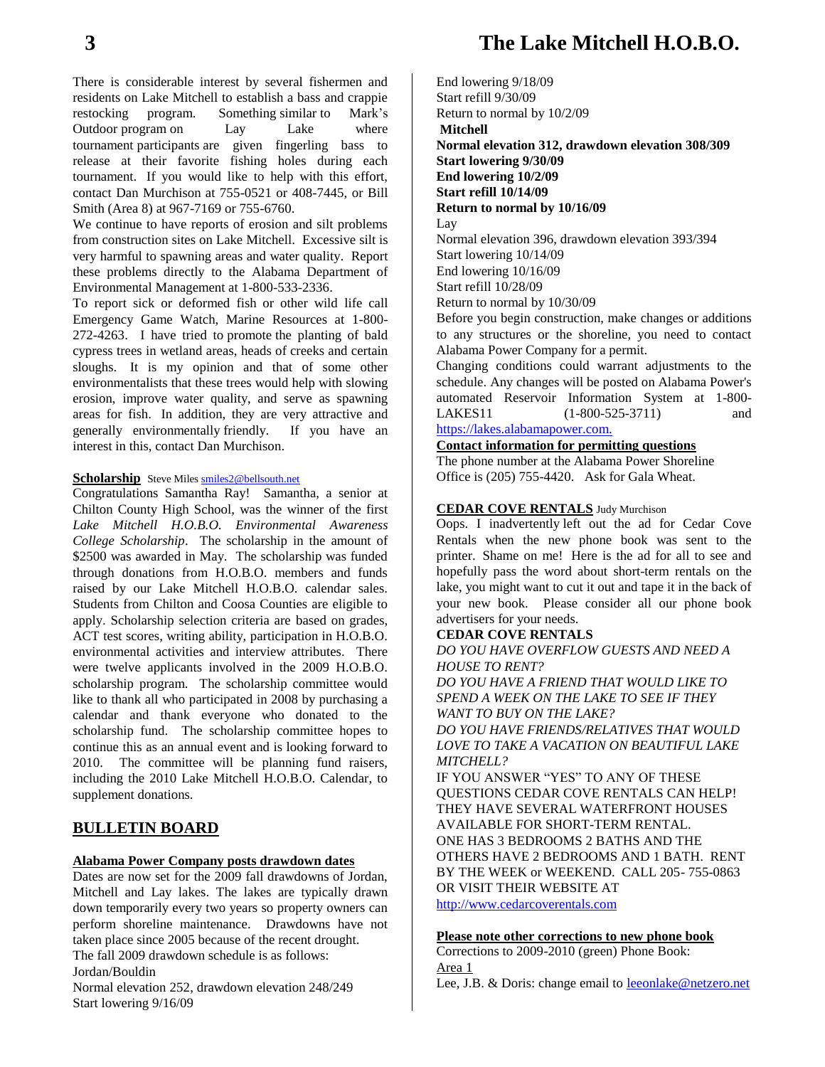There is considerable interest by several fishermen and residents on Lake Mitchell to establish a bass and crappie restocking program. Something similar to Mark's Outdoor program on Lay Lake where tournament participants are given fingerling bass to release at their favorite fishing holes during each tournament. If you would like to help with this effort, contact Dan Murchison at 755-0521 or 408-7445, or Bill Smith (Area 8) at 967-7169 or 755-6760.

We continue to have reports of erosion and silt problems from construction sites on Lake Mitchell. Excessive silt is very harmful to spawning areas and water quality. Report these problems directly to the Alabama Department of Environmental Management at 1-800-533-2336.

To report sick or deformed fish or other wild life call Emergency Game Watch, Marine Resources at 1-800-272-4263. I have tried to promote the planting of bald cypress trees in wetland areas, heads of creeks and certain sloughs. It is my opinion and that of some other environmentalists that these trees would help with slowing erosion, improve water quality, and serve as spawning areas for fish. In addition, they are very attractive and generally environmentally friendly. If you have an interest in this, contact Dan Murchison.

**Scholarship** Steve Miles smiles2@bellsouth.net

Congratulations Samantha Ray! Samantha, a senior at Chilton County High School, was the winner of the first *Lake Mitchell H.O.B.O. Environmental Awareness College Scholarship*. The scholarship in the amount of $2500 was awarded in May. The scholarship was funded through donations from H.O.B.O. members and funds raised by our Lake Mitchell H.O.B.O. calendar sales. Students from Chilton and Coosa Counties are eligible to apply. Scholarship selection criteria are based on grades, ACT test scores, writing ability, participation in H.O.B.O. environmental activities and interview attributes. There were twelve applicants involved in the 2009 H.O.B.O. scholarship program. The scholarship committee would like to thank all who participated in 2008 by purchasing a calendar and thank everyone who donated to the scholarship fund. The scholarship committee hopes to continue this as an annual event and is looking forward to 2010. The committee will be planning fund raisers, including the 2010 Lake Mitchell H.O.B.O. Calendar, to supplement donations.

## BULLETIN BOARD

**Alabama Power Company posts drawdown dates**

Dates are now set for the 2009 fall drawdowns of Jordan, Mitchell and Lay lakes. The lakes are typically drawn down temporarily every two years so property owners can perform shoreline maintenance. Drawdowns have not taken place since 2005 because of the recent drought.

The fall 2009 drawdown schedule is as follows:

Jordan/Bouldin
Normal elevation 252, drawdown elevation 248/249
Start lowering 9/16/09
End lowering 9/18/09
Start refill 9/30/09
Return to normal by 10/2/09

**Mitchell**
**Normal elevation 312, drawdown elevation 308/309**
**Start lowering 9/30/09**
**End lowering 10/2/09**
**Start refill 10/14/09**
**Return to normal by 10/16/09**

Lay
Normal elevation 396, drawdown elevation 393/394
Start lowering 10/14/09
End lowering 10/16/09
Start refill 10/28/09
Return to normal by 10/30/09

Before you begin construction, make changes or additions to any structures or the shoreline, you need to contact Alabama Power Company for a permit.

Changing conditions could warrant adjustments to the schedule. Any changes will be posted on Alabama Power's automated Reservoir Information System at 1-800-LAKES11 (1-800-525-3711) and https://lakes.alabamapower.com.

**Contact information for permitting questions**

The phone number at the Alabama Power Shoreline Office is (205) 755-4420. Ask for Gala Wheat.

**CEDAR COVE RENTALS** Judy Murchison

Oops. I inadvertently left out the ad for Cedar Cove Rentals when the new phone book was sent to the printer. Shame on me! Here is the ad for all to see and hopefully pass the word about short-term rentals on the lake, you might want to cut it out and tape it in the back of your new book. Please consider all our phone book advertisers for your needs.

**CEDAR COVE RENTALS**

*DO YOU HAVE OVERFLOW GUESTS AND NEED A HOUSE TO RENT?*

*DO YOU HAVE A FRIEND THAT WOULD LIKE TO SPEND A WEEK ON THE LAKE TO SEE IF THEY WANT TO BUY ON THE LAKE?*

*DO YOU HAVE FRIENDS/RELATIVES THAT WOULD LOVE TO TAKE A VACATION ON BEAUTIFUL LAKE MITCHELL?*

IF YOU ANSWER "YES" TO ANY OF THESE QUESTIONS CEDAR COVE RENTALS CAN HELP! THEY HAVE SEVERAL WATERFRONT HOUSES AVAILABLE FOR SHORT-TERM RENTAL. ONE HAS 3 BEDROOMS 2 BATHS AND THE OTHERS HAVE 2 BEDROOMS AND 1 BATH. RENT BY THE WEEK or WEEKEND. CALL 205- 755-0863 OR VISIT THEIR WEBSITE AT http://www.cedarcoverentals.com

**Please note other corrections to new phone book**

Corrections to 2009-2010 (green) Phone Book:

Area 1

Lee, J.B. & Doris: change email to leeonlake@netzero.net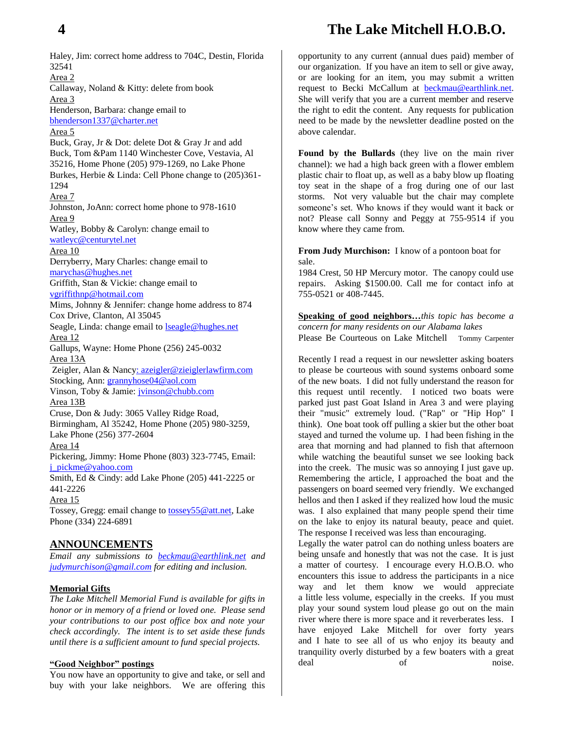Haley, Jim: correct home address to 704C, Destin, Florida 32541

Area 2

Callaway, Noland & Kitty: delete from book

Area 3

Henderson, Barbara: change email to bhenderson1337@charter.net

Area 5

Buck, Gray, Jr & Dot: delete Dot & Gray Jr and add Buck, Tom &Pam 1140 Winchester Cove, Vestavia, Al 35216, Home Phone (205) 979-1269, no Lake Phone

Burkes, Herbie & Linda: Cell Phone change to (205)361-1294

Area 7

Johnston, JoAnn: correct home phone to 978-1610

Area 9

Watley, Bobby & Carolyn: change email to watleyc@centurytel.net

Area 10

Derryberry, Mary Charles: change email to marychas@hughes.net

Griffith, Stan & Vickie: change email to vgriffithnp@hotmail.com

Mims, Johnny & Jennifer: change home address to 874 Cox Drive, Clanton, Al 35045

Seagle, Linda: change email to lseagle@hughes.net

Area 12

Gallups, Wayne: Home Phone (256) 245-0032

Area 13A

Zeigler, Alan & Nancy: azeigler@zieiglerlawfirm.com

Stocking, Ann: grannyhose04@aol.com

Vinson, Toby & Jamie: jvinson@chubb.com

Area 13B

Cruse, Don & Judy: 3065 Valley Ridge Road, Birmingham, Al 35242, Home Phone (205) 980-3259, Lake Phone (256) 377-2604

Area 14

Pickering, Jimmy: Home Phone (803) 323-7745, Email: j_pickme@yahoo.com

Smith, Ed & Cindy: add Lake Phone (205) 441-2225 or 441-2226

Area 15

Tossey, Gregg: email change to tossey55@att.net, Lake Phone (334) 224-6891

## ANNOUNCEMENTS

*Email any submissions to beckmau@earthlink.net and judymurchison@gmail.com for editing and inclusion.*

**Memorial Gifts**

*The Lake Mitchell Memorial Fund is available for gifts in honor or in memory of a friend or loved one. Please send your contributions to our post office box and note your check accordingly. The intent is to set aside these funds until there is a sufficient amount to fund special projects.*

**"Good Neighbor" postings**

You now have an opportunity to give and take, or sell and buy with your lake neighbors. We are offering this opportunity to any current (annual dues paid) member of our organization. If you have an item to sell or give away, or are looking for an item, you may submit a written request to Becki McCallum at beckmau@earthlink.net. She will verify that you are a current member and reserve the right to edit the content. Any requests for publication need to be made by the newsletter deadline posted on the above calendar.

**Found by the Bullards** (they live on the main river channel): we had a high back green with a flower emblem plastic chair to float up, as well as a baby blow up floating toy seat in the shape of a frog during one of our last storms. Not very valuable but the chair may complete someone's set. Who knows if they would want it back or not? Please call Sonny and Peggy at 755-9514 if you know where they came from.

**From Judy Murchison:** I know of a pontoon boat for sale.
1984 Crest, 50 HP Mercury motor. The canopy could use repairs. Asking $1500.00. Call me for contact info at 755-0521 or 408-7445.

**Speaking of good neighbors…***this topic has become a concern for many residents on our Alabama lakes*

Please Be Courteous on Lake Mitchell    Tommy Carpenter

Recently I read a request in our newsletter asking boaters to please be courteous with sound systems onboard some of the new boats. I did not fully understand the reason for this request until recently. I noticed two boats were parked just past Goat Island in Area 3 and were playing their "music" extremely loud. ("Rap" or "Hip Hop" I think). One boat took off pulling a skier but the other boat stayed and turned the volume up. I had been fishing in the area that morning and had planned to fish that afternoon while watching the beautiful sunset we see looking back into the creek. The music was so annoying I just gave up. Remembering the article, I approached the boat and the passengers on board seemed very friendly. We exchanged hellos and then I asked if they realized how loud the music was. I also explained that many people spend their time on the lake to enjoy its natural beauty, peace and quiet. The response I received was less than encouraging.

Legally the water patrol can do nothing unless boaters are being unsafe and honestly that was not the case. It is just a matter of courtesy. I encourage every H.O.B.O. who encounters this issue to address the participants in a nice way and let them know we would appreciate a little less volume, especially in the creeks. If you must play your sound system loud please go out on the main river where there is more space and it reverberates less. I have enjoyed Lake Mitchell for over forty years and I hate to see all of us who enjoy its beauty and tranquility overly disturbed by a few boaters with a great deal of noise.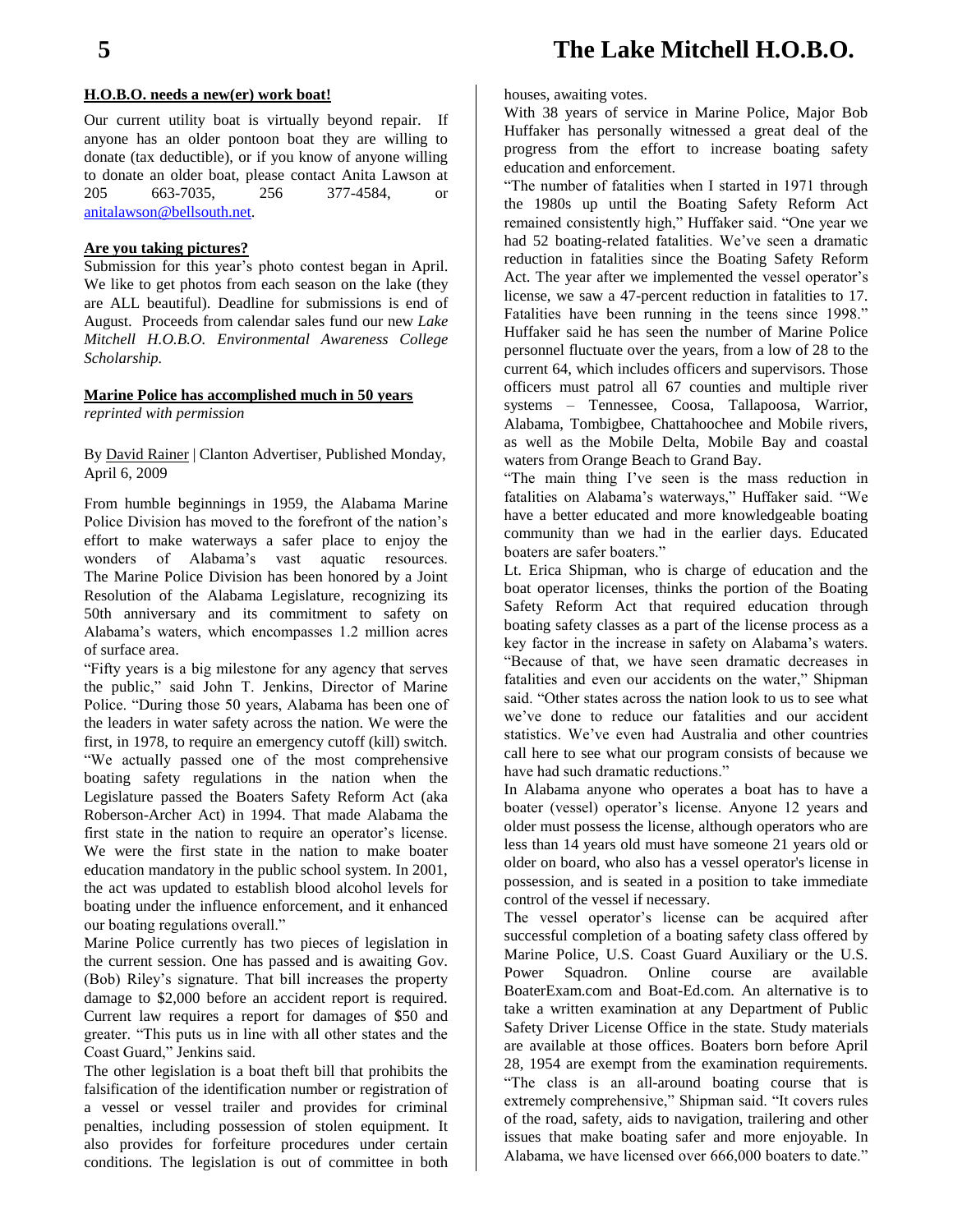### H.O.B.O. needs a new(er) work boat!

Our current utility boat is virtually beyond repair. If anyone has an older pontoon boat they are willing to donate (tax deductible), or if you know of anyone willing to donate an older boat, please contact Anita Lawson at 205 663-7035, 256 377-4584, or anitalawson@bellsouth.net.

### Are you taking pictures?

Submission for this year's photo contest began in April. We like to get photos from each season on the lake (they are ALL beautiful). Deadline for submissions is end of August. Proceeds from calendar sales fund our new *Lake Mitchell H.O.B.O. Environmental Awareness College Scholarship.*

### Marine Police has accomplished much in 50 years

*reprinted with permission*

By David Rainer | Clanton Advertiser, Published Monday, April 6, 2009

From humble beginnings in 1959, the Alabama Marine Police Division has moved to the forefront of the nation's effort to make waterways a safer place to enjoy the wonders of Alabama's vast aquatic resources. The Marine Police Division has been honored by a Joint Resolution of the Alabama Legislature, recognizing its 50th anniversary and its commitment to safety on Alabama's waters, which encompasses 1.2 million acres of surface area.

"Fifty years is a big milestone for any agency that serves the public," said John T. Jenkins, Director of Marine Police. "During those 50 years, Alabama has been one of the leaders in water safety across the nation. We were the first, in 1978, to require an emergency cutoff (kill) switch. "We actually passed one of the most comprehensive boating safety regulations in the nation when the Legislature passed the Boaters Safety Reform Act (aka Roberson-Archer Act) in 1994. That made Alabama the first state in the nation to require an operator's license. We were the first state in the nation to make boater education mandatory in the public school system. In 2001, the act was updated to establish blood alcohol levels for boating under the influence enforcement, and it enhanced our boating regulations overall."

Marine Police currently has two pieces of legislation in the current session. One has passed and is awaiting Gov. (Bob) Riley's signature. That bill increases the property damage to $2,000 before an accident report is required. Current law requires a report for damages of $50 and greater. "This puts us in line with all other states and the Coast Guard," Jenkins said.

The other legislation is a boat theft bill that prohibits the falsification of the identification number or registration of a vessel or vessel trailer and provides for criminal penalties, including possession of stolen equipment. It also provides for forfeiture procedures under certain conditions. The legislation is out of committee in both houses, awaiting votes.

With 38 years of service in Marine Police, Major Bob Huffaker has personally witnessed a great deal of the progress from the effort to increase boating safety education and enforcement.

"The number of fatalities when I started in 1971 through the 1980s up until the Boating Safety Reform Act remained consistently high," Huffaker said. "One year we had 52 boating-related fatalities. We've seen a dramatic reduction in fatalities since the Boating Safety Reform Act. The year after we implemented the vessel operator's license, we saw a 47-percent reduction in fatalities to 17. Fatalities have been running in the teens since 1998."

Huffaker said he has seen the number of Marine Police personnel fluctuate over the years, from a low of 28 to the current 64, which includes officers and supervisors. Those officers must patrol all 67 counties and multiple river systems – Tennessee, Coosa, Tallapoosa, Warrior, Alabama, Tombigbee, Chattahoochee and Mobile rivers, as well as the Mobile Delta, Mobile Bay and coastal waters from Orange Beach to Grand Bay.

"The main thing I've seen is the mass reduction in fatalities on Alabama's waterways," Huffaker said. "We have a better educated and more knowledgeable boating community than we had in the earlier days. Educated boaters are safer boaters."

Lt. Erica Shipman, who is charge of education and the boat operator licenses, thinks the portion of the Boating Safety Reform Act that required education through boating safety classes as a part of the license process as a key factor in the increase in safety on Alabama's waters. "Because of that, we have seen dramatic decreases in fatalities and even our accidents on the water," Shipman said. "Other states across the nation look to us to see what we've done to reduce our fatalities and our accident statistics. We've even had Australia and other countries call here to see what our program consists of because we have had such dramatic reductions."

In Alabama anyone who operates a boat has to have a boater (vessel) operator's license. Anyone 12 years and older must possess the license, although operators who are less than 14 years old must have someone 21 years old or older on board, who also has a vessel operator's license in possession, and is seated in a position to take immediate control of the vessel if necessary.

The vessel operator's license can be acquired after successful completion of a boating safety class offered by Marine Police, U.S. Coast Guard Auxiliary or the U.S. Power Squadron. Online course are available BoaterExam.com and Boat-Ed.com. An alternative is to take a written examination at any Department of Public Safety Driver License Office in the state. Study materials are available at those offices. Boaters born before April 28, 1954 are exempt from the examination requirements. "The class is an all-around boating course that is extremely comprehensive," Shipman said. "It covers rules of the road, safety, aids to navigation, trailering and other issues that make boating safer and more enjoyable. In Alabama, we have licensed over 666,000 boaters to date."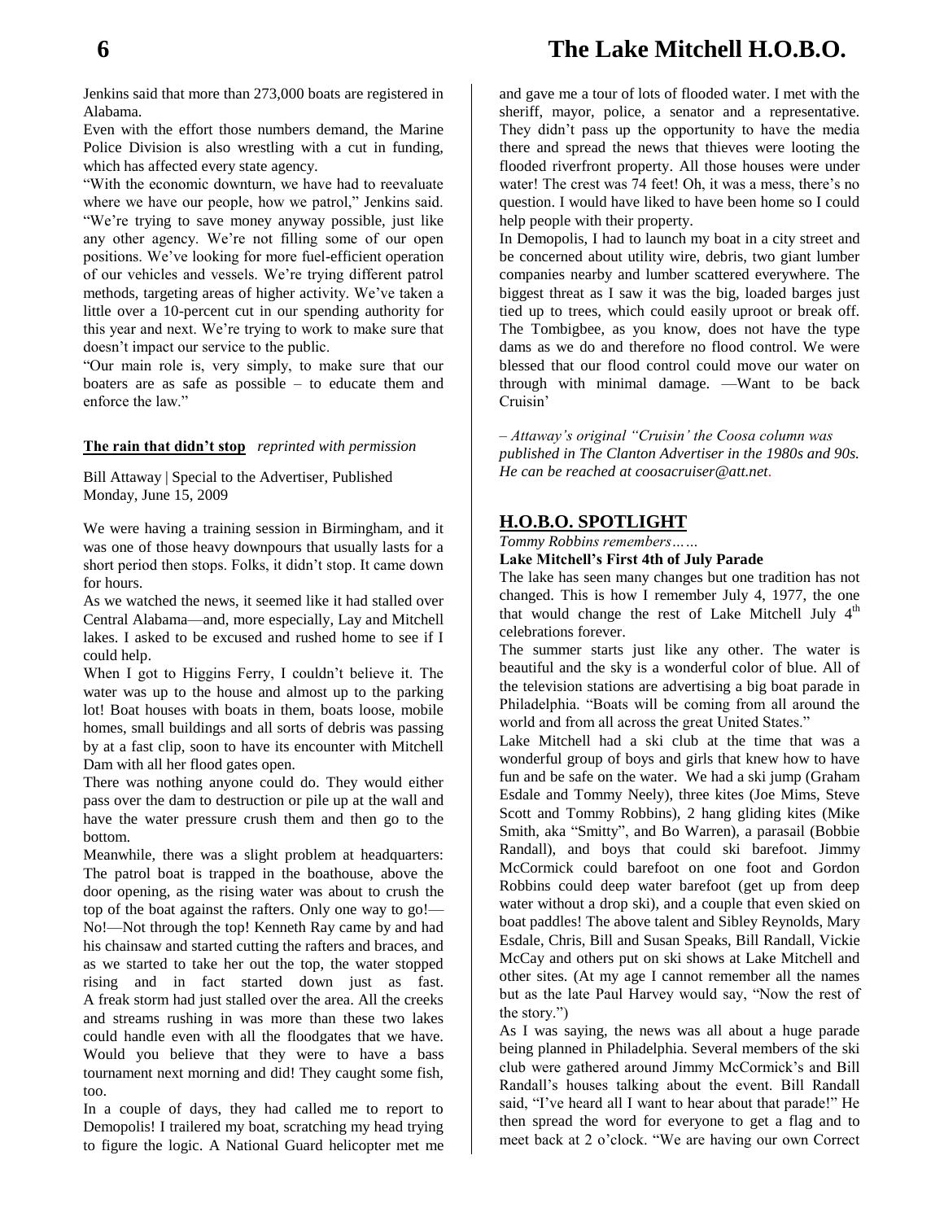Jenkins said that more than 273,000 boats are registered in Alabama.

Even with the effort those numbers demand, the Marine Police Division is also wrestling with a cut in funding, which has affected every state agency.

"With the economic downturn, we have had to reevaluate where we have our people, how we patrol," Jenkins said. "We're trying to save money anyway possible, just like any other agency. We're not filling some of our open positions. We've looking for more fuel-efficient operation of our vehicles and vessels. We're trying different patrol methods, targeting areas of higher activity. We've taken a little over a 10-percent cut in our spending authority for this year and next. We're trying to work to make sure that doesn't impact our service to the public.

"Our main role is, very simply, to make sure that our boaters are as safe as possible – to educate them and enforce the law."

**The rain that didn't stop** *reprinted with permission*

Bill Attaway | Special to the Advertiser, Published Monday, June 15, 2009

We were having a training session in Birmingham, and it was one of those heavy downpours that usually lasts for a short period then stops. Folks, it didn't stop. It came down for hours.

As we watched the news, it seemed like it had stalled over Central Alabama—and, more especially, Lay and Mitchell lakes. I asked to be excused and rushed home to see if I could help.

When I got to Higgins Ferry, I couldn't believe it. The water was up to the house and almost up to the parking lot! Boat houses with boats in them, boats loose, mobile homes, small buildings and all sorts of debris was passing by at a fast clip, soon to have its encounter with Mitchell Dam with all her flood gates open.

There was nothing anyone could do. They would either pass over the dam to destruction or pile up at the wall and have the water pressure crush them and then go to the bottom.

Meanwhile, there was a slight problem at headquarters: The patrol boat is trapped in the boathouse, above the door opening, as the rising water was about to crush the top of the boat against the rafters. Only one way to go!—No!—Not through the top! Kenneth Ray came by and had his chainsaw and started cutting the rafters and braces, and as we started to take her out the top, the water stopped rising and in fact started down just as fast. A freak storm had just stalled over the area. All the creeks and streams rushing in was more than these two lakes could handle even with all the floodgates that we have. Would you believe that they were to have a bass tournament next morning and did! They caught some fish, too.

In a couple of days, they had called me to report to Demopolis! I trailered my boat, scratching my head trying to figure the logic. A National Guard helicopter met me and gave me a tour of lots of flooded water. I met with the sheriff, mayor, police, a senator and a representative. They didn't pass up the opportunity to have the media there and spread the news that thieves were looting the flooded riverfront property. All those houses were under water! The crest was 74 feet! Oh, it was a mess, there's no question. I would have liked to have been home so I could help people with their property.

In Demopolis, I had to launch my boat in a city street and be concerned about utility wire, debris, two giant lumber companies nearby and lumber scattered everywhere. The biggest threat as I saw it was the big, loaded barges just tied up to trees, which could easily uproot or break off. The Tombigbee, as you know, does not have the type dams as we do and therefore no flood control. We were blessed that our flood control could move our water on through with minimal damage. —Want to be back Cruisin'

*– Attaway's original "Cruisin' the Coosa column was published in The Clanton Advertiser in the 1980s and 90s. He can be reached at coosacruiser@att.net.*

## H.O.B.O. SPOTLIGHT

*Tommy Robbins remembers……*

**Lake Mitchell's First 4th of July Parade**

The lake has seen many changes but one tradition has not changed. This is how I remember July 4, 1977, the one that would change the rest of Lake Mitchell July 4th celebrations forever.

The summer starts just like any other. The water is beautiful and the sky is a wonderful color of blue. All of the television stations are advertising a big boat parade in Philadelphia. "Boats will be coming from all around the world and from all across the great United States."

Lake Mitchell had a ski club at the time that was a wonderful group of boys and girls that knew how to have fun and be safe on the water. We had a ski jump (Graham Esdale and Tommy Neely), three kites (Joe Mims, Steve Scott and Tommy Robbins), 2 hang gliding kites (Mike Smith, aka "Smitty", and Bo Warren), a parasail (Bobbie Randall), and boys that could ski barefoot. Jimmy McCormick could barefoot on one foot and Gordon Robbins could deep water barefoot (get up from deep water without a drop ski), and a couple that even skied on boat paddles! The above talent and Sibley Reynolds, Mary Esdale, Chris, Bill and Susan Speaks, Bill Randall, Vickie McCay and others put on ski shows at Lake Mitchell and other sites. (At my age I cannot remember all the names but as the late Paul Harvey would say, "Now the rest of the story.")

As I was saying, the news was all about a huge parade being planned in Philadelphia. Several members of the ski club were gathered around Jimmy McCormick's and Bill Randall's houses talking about the event. Bill Randall said, "I've heard all I want to hear about that parade!" He then spread the word for everyone to get a flag and to meet back at 2 o'clock. "We are having our own Correct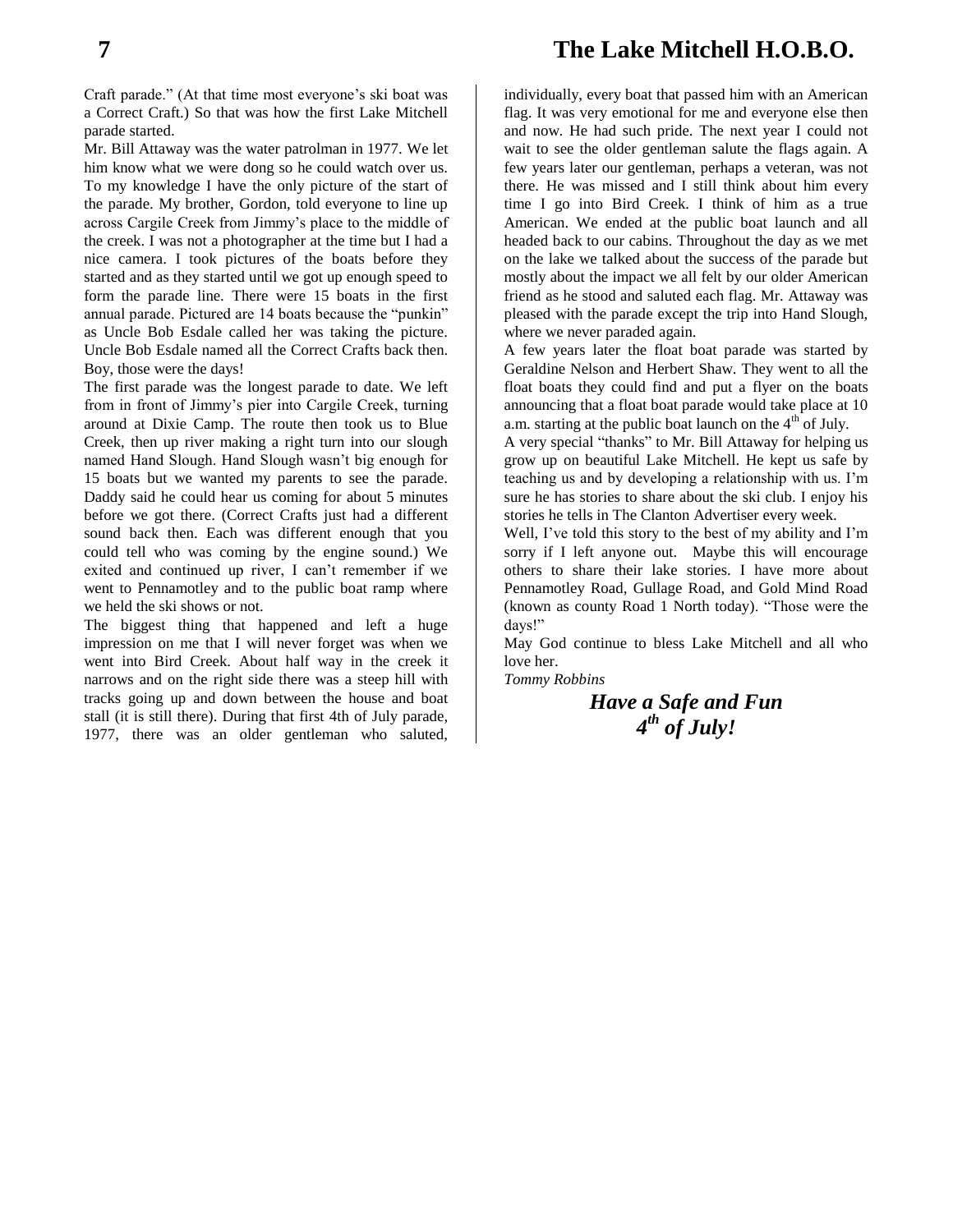Craft parade." (At that time most everyone's ski boat was a Correct Craft.) So that was how the first Lake Mitchell parade started.

Mr. Bill Attaway was the water patrolman in 1977. We let him know what we were dong so he could watch over us. To my knowledge I have the only picture of the start of the parade. My brother, Gordon, told everyone to line up across Cargile Creek from Jimmy's place to the middle of the creek. I was not a photographer at the time but I had a nice camera. I took pictures of the boats before they started and as they started until we got up enough speed to form the parade line. There were 15 boats in the first annual parade. Pictured are 14 boats because the "punkin" as Uncle Bob Esdale called her was taking the picture. Uncle Bob Esdale named all the Correct Crafts back then. Boy, those were the days!

The first parade was the longest parade to date. We left from in front of Jimmy's pier into Cargile Creek, turning around at Dixie Camp. The route then took us to Blue Creek, then up river making a right turn into our slough named Hand Slough. Hand Slough wasn't big enough for 15 boats but we wanted my parents to see the parade. Daddy said he could hear us coming for about 5 minutes before we got there. (Correct Crafts just had a different sound back then. Each was different enough that you could tell who was coming by the engine sound.) We exited and continued up river, I can't remember if we went to Pennamotley and to the public boat ramp where we held the ski shows or not.

The biggest thing that happened and left a huge impression on me that I will never forget was when we went into Bird Creek. About half way in the creek it narrows and on the right side there was a steep hill with tracks going up and down between the house and boat stall (it is still there). During that first 4th of July parade, 1977, there was an older gentleman who saluted, individually, every boat that passed him with an American flag. It was very emotional for me and everyone else then and now. He had such pride. The next year I could not wait to see the older gentleman salute the flags again. A few years later our gentleman, perhaps a veteran, was not there. He was missed and I still think about him every time I go into Bird Creek. I think of him as a true American. We ended at the public boat launch and all headed back to our cabins. Throughout the day as we met on the lake we talked about the success of the parade but mostly about the impact we all felt by our older American friend as he stood and saluted each flag. Mr. Attaway was pleased with the parade except the trip into Hand Slough, where we never paraded again.

A few years later the float boat parade was started by Geraldine Nelson and Herbert Shaw. They went to all the float boats they could find and put a flyer on the boats announcing that a float boat parade would take place at 10 a.m. starting at the public boat launch on the 4th of July.

A very special "thanks" to Mr. Bill Attaway for helping us grow up on beautiful Lake Mitchell. He kept us safe by teaching us and by developing a relationship with us. I'm sure he has stories to share about the ski club. I enjoy his stories he tells in The Clanton Advertiser every week.

Well, I've told this story to the best of my ability and I'm sorry if I left anyone out. Maybe this will encourage others to share their lake stories. I have more about Pennamotley Road, Gullage Road, and Gold Mind Road (known as county Road 1 North today). "Those were the days!"

May God continue to bless Lake Mitchell and all who love her.

*Tommy Robbins*

***Have a Safe and Fun 4th of July!***